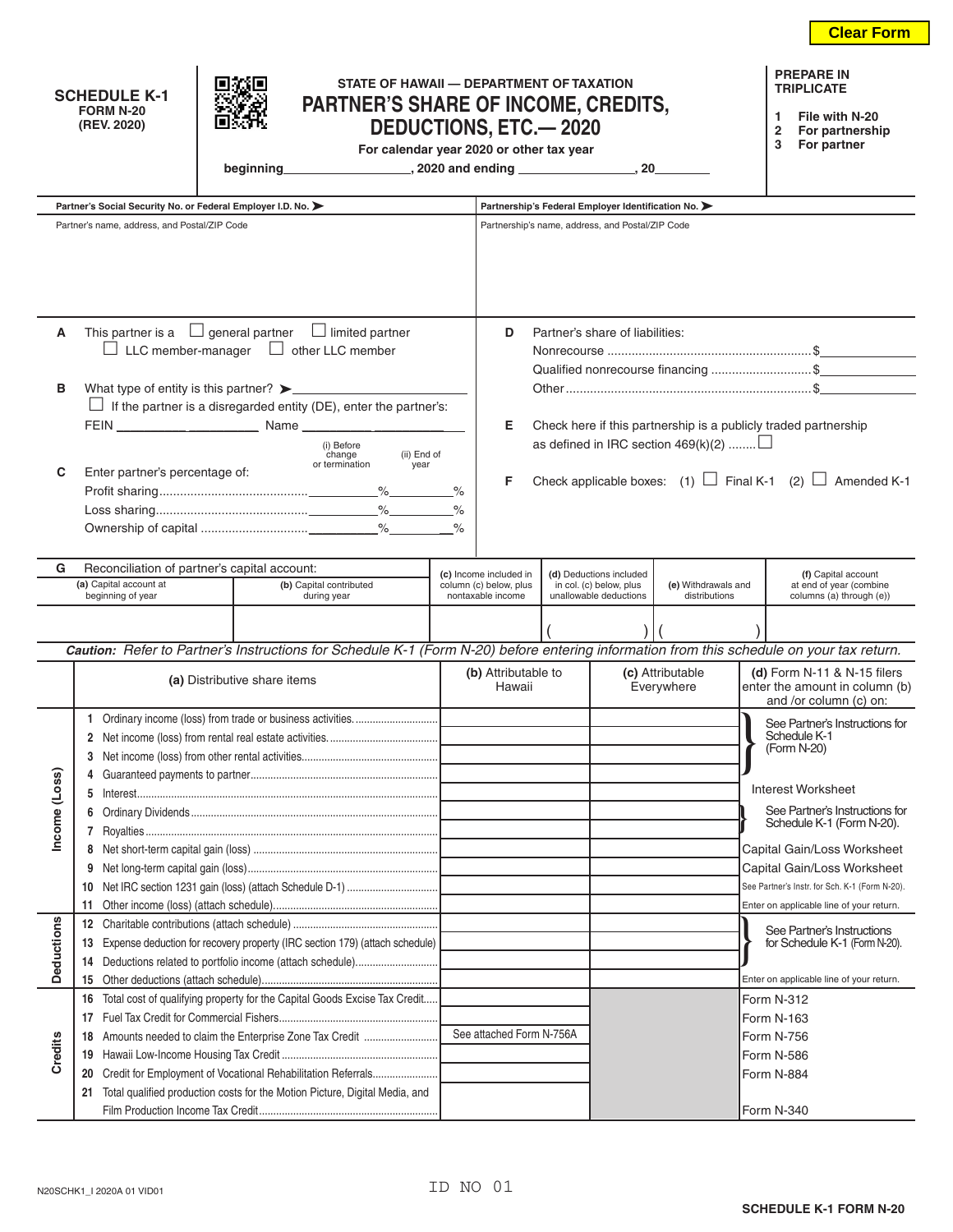Clear Form

**SCHEDULE K-1**
**FORM N-20**
**(REV. 2020)**

**STATE OF HAWAII — DEPARTMENT OF TAXATION**

# PARTNER'S SHARE OF INCOME, CREDITS, DEDUCTIONS, ETC.— 2020

**For calendar year 2020 or other tax year**

**beginning__________________, 2020 and ending ________________, 20________**

**PREPARE IN TRIPLICATE**

1. **File with N-20**
2. **For partnership**
3. **For partner**

| Partner's Social Security No. or Federal Employer I.D. No. ➤ | Partnership's Federal Employer Identification No. ➤ |
|---|---|
| Partner's name, address, and Postal/ZIP Code | Partnership's name, address, and Postal/ZIP Code |

**A** This partner is a ☐ general partner ☐ limited partner ☐ LLC member-manager ☐ other LLC member

**B** What type of entity is this partner? ➤__________________
☐ If the partner is a disregarded entity (DE), enter the partner's:
FEIN ____________________ Name ____________________

**C** Enter partner's percentage of:

| | (i) Before change or termination | (ii) End of year |
|---|---|---|
| Profit sharing | % | % |
| Loss sharing | % | % |
| Ownership of capital | % | % |

**D** Partner's share of liabilities:
Nonrecourse ........................................ $__________
Qualified nonrecourse financing ............ $__________
Other ........................................ $__________

**E** Check here if this partnership is a publicly traded partnership as defined in IRC section 469(k)(2) ........ ☐

**F** Check applicable boxes: (1) ☐ Final K-1 (2) ☐ Amended K-1

**G** Reconciliation of partner's capital account:

| (a) Capital account at beginning of year | (b) Capital contributed during year | (c) Income included in column (c) below, plus nontaxable income | (d) Deductions included in col. (c) below, plus unallowable deductions | (e) Withdrawals and distributions | (f) Capital account at end of year (combine columns (a) through (e)) |
|---|---|---|---|---|---|
| | | | ( ) | ( ) | |

***Caution:** Refer to Partner's Instructions for Schedule K-1 (Form N-20) before entering information from this schedule on your tax return.*

| | (a) Distributive share items | (b) Attributable to Hawaii | (c) Attributable Everywhere | (d) Form N-11 & N-15 filers enter the amount in column (b) and /or column (c) on: |
|---|---|---|---|---|
| Income (Loss) | 1 Ordinary income (loss) from trade or business activities. | | | See Partner's Instructions for Schedule K-1 (Form N-20) |
| | 2 Net income (loss) from rental real estate activities. | | | |
| | 3 Net income (loss) from other rental activities. | | | |
| | 4 Guaranteed payments to partner | | | |
| | 5 Interest | | | Interest Worksheet |
| | 6 Ordinary Dividends | | | See Partner's Instructions for Schedule K-1 (Form N-20). |
| | 7 Royalties | | | |
| | 8 Net short-term capital gain (loss) | | | Capital Gain/Loss Worksheet |
| | 9 Net long-term capital gain (loss) | | | Capital Gain/Loss Worksheet |
| | 10 Net IRC section 1231 gain (loss) (attach Schedule D-1) | | | See Partner's Instr. for Sch. K-1 (Form N-20). |
| | 11 Other income (loss) (attach schedule) | | | Enter on applicable line of your return. |
| Deductions | 12 Charitable contributions (attach schedule) | | | See Partner's Instructions for Schedule K-1 (Form N-20). |
| | 13 Expense deduction for recovery property (IRC section 179) (attach schedule) | | | |
| | 14 Deductions related to portfolio income (attach schedule) | | | |
| | 15 Other deductions (attach schedule) | | | Enter on applicable line of your return. |
| Credits | 16 Total cost of qualifying property for the Capital Goods Excise Tax Credit | | | Form N-312 |
| | 17 Fuel Tax Credit for Commercial Fishers | | | Form N-163 |
| | 18 Amounts needed to claim the Enterprise Zone Tax Credit | See attached Form N-756A | | Form N-756 |
| | 19 Hawaii Low-Income Housing Tax Credit | | | Form N-586 |
| | 20 Credit for Employment of Vocational Rehabilitation Referrals | | | Form N-884 |
| | 21 Total qualified production costs for the Motion Picture, Digital Media, and Film Production Income Tax Credit | | | Form N-340 |

N20SCHK1_I 2020A 01 VID01

ID NO 01

**SCHEDULE K-1 FORM N-20**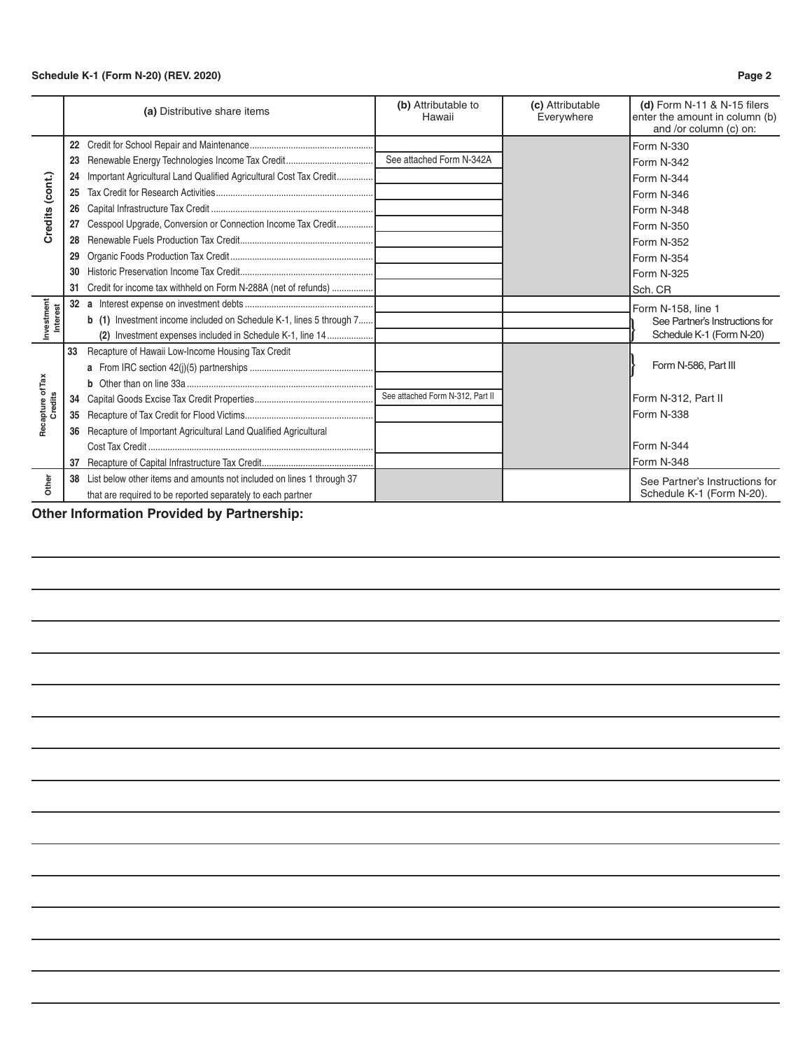**Schedule K-1 (Form N-20) (REV. 2020)**

| | (a) Distributive share items | (b) Attributable to Hawaii | (c) Attributable Everywhere | (d) Form N-11 & N-15 filers enter the amount in column (b) and /or column (c) on: |
|---|---|---|---|---|
| Credits (cont.) | 22 Credit for School Repair and Maintenance | | | Form N-330 |
| | 23 Renewable Energy Technologies Income Tax Credit | See attached Form N-342A | | Form N-342 |
| | 24 Important Agricultural Land Qualified Agricultural Cost Tax Credit | | | Form N-344 |
| | 25 Tax Credit for Research Activities | | | Form N-346 |
| | 26 Capital Infrastructure Tax Credit | | | Form N-348 |
| | 27 Cesspool Upgrade, Conversion or Connection Income Tax Credit | | | Form N-350 |
| | 28 Renewable Fuels Production Tax Credit | | | Form N-352 |
| | 29 Organic Foods Production Tax Credit | | | Form N-354 |
| | 30 Historic Preservation Income Tax Credit | | | Form N-325 |
| | 31 Credit for income tax withheld on Form N-288A (net of refunds) | | | Sch. CR |
| Investment Interest | 32 a Interest expense on investment debts | | | Form N-158, line 1 |
| | b (1) Investment income included on Schedule K-1, lines 5 through 7 | | | See Partner's Instructions for Schedule K-1 (Form N-20) |
| | (2) Investment expenses included in Schedule K-1, line 14 | | | |
| Recapture of Tax Credits | 33 Recapture of Hawaii Low-Income Housing Tax Credit | | | |
| | a From IRC section 42(j)(5) partnerships | | | Form N-586, Part III |
| | b Other than on line 33a | | | |
| | 34 Capital Goods Excise Tax Credit Properties | See attached Form N-312, Part II | | Form N-312, Part II |
| | 35 Recapture of Tax Credit for Flood Victims | | | Form N-338 |
| | 36 Recapture of Important Agricultural Land Qualified Agricultural Cost Tax Credit | | | Form N-344 |
| | 37 Recapture of Capital Infrastructure Tax Credit | | | Form N-348 |
| Other | 38 List below other items and amounts not included on lines 1 through 37 that are required to be reported separately to each partner | | | See Partner's Instructions for Schedule K-1 (Form N-20). |

**Other Information Provided by Partnership:**